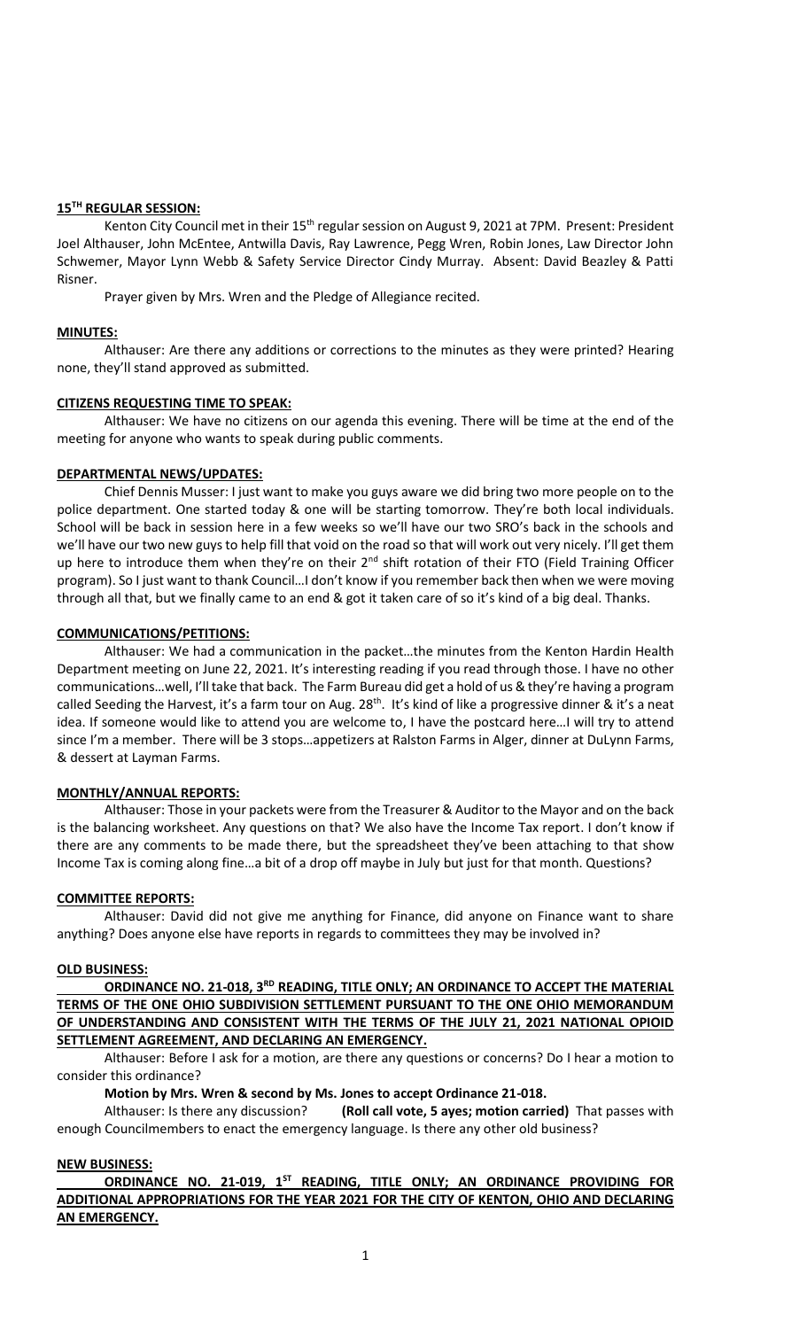## 15TH REGULAR SESSION:

Kenton City Council met in their 15th regular session on August 9, 2021 at 7PM. Present: President Joel Althauser, John McEntee, Antwilla Davis, Ray Lawrence, Pegg Wren, Robin Jones, Law Director John Schwemer, Mayor Lynn Webb & Safety Service Director Cindy Murray. Absent: David Beazley & Patti Risner.

Prayer given by Mrs. Wren and the Pledge of Allegiance recited.

## MINUTES:

Althauser: Are there any additions or corrections to the minutes as they were printed? Hearing none, they'll stand approved as submitted.

## CITIZENS REQUESTING TIME TO SPEAK:

Althauser: We have no citizens on our agenda this evening. There will be time at the end of the meeting for anyone who wants to speak during public comments.

## DEPARTMENTAL NEWS/UPDATES:

Chief Dennis Musser: I just want to make you guys aware we did bring two more people on to the police department. One started today & one will be starting tomorrow. They're both local individuals. School will be back in session here in a few weeks so we'll have our two SRO's back in the schools and we'll have our two new guys to help fill that void on the road so that will work out very nicely. I'll get them up here to introduce them when they're on their 2nd shift rotation of their FTO (Field Training Officer program). So I just want to thank Council…I don't know if you remember back then when we were moving through all that, but we finally came to an end & got it taken care of so it's kind of a big deal. Thanks.

## COMMUNICATIONS/PETITIONS:

Althauser: We had a communication in the packet…the minutes from the Kenton Hardin Health Department meeting on June 22, 2021. It's interesting reading if you read through those. I have no other communications…well, I'll take that back. The Farm Bureau did get a hold of us & they're having a program called Seeding the Harvest, it's a farm tour on Aug. 28th. It's kind of like a progressive dinner & it's a neat idea. If someone would like to attend you are welcome to, I have the postcard here…I will try to attend since I'm a member. There will be 3 stops…appetizers at Ralston Farms in Alger, dinner at DuLynn Farms, & dessert at Layman Farms.

## MONTHLY/ANNUAL REPORTS:

Althauser: Those in your packets were from the Treasurer & Auditor to the Mayor and on the back is the balancing worksheet. Any questions on that? We also have the Income Tax report. I don't know if there are any comments to be made there, but the spreadsheet they've been attaching to that show Income Tax is coming along fine…a bit of a drop off maybe in July but just for that month. Questions?

## COMMITTEE REPORTS:

Althauser: David did not give me anything for Finance, did anyone on Finance want to share anything? Does anyone else have reports in regards to committees they may be involved in?

## OLD BUSINESS:

**ORDINANCE NO. 21-018, 3RD READING, TITLE ONLY; AN ORDINANCE TO ACCEPT THE MATERIAL TERMS OF THE ONE OHIO SUBDIVISION SETTLEMENT PURSUANT TO THE ONE OHIO MEMORANDUM OF UNDERSTANDING AND CONSISTENT WITH THE TERMS OF THE JULY 21, 2021 NATIONAL OPIOID SETTLEMENT AGREEMENT, AND DECLARING AN EMERGENCY.**

Althauser: Before I ask for a motion, are there any questions or concerns? Do I hear a motion to consider this ordinance?

**Motion by Mrs. Wren & second by Ms. Jones to accept Ordinance 21-018.**

Althauser: Is there any discussion? **(Roll call vote, 5 ayes; motion carried)** That passes with enough Councilmembers to enact the emergency language. Is there any other old business?

## NEW BUSINESS:

**ORDINANCE NO. 21-019, 1ST READING, TITLE ONLY; AN ORDINANCE PROVIDING FOR ADDITIONAL APPROPRIATIONS FOR THE YEAR 2021 FOR THE CITY OF KENTON, OHIO AND DECLARING AN EMERGENCY.**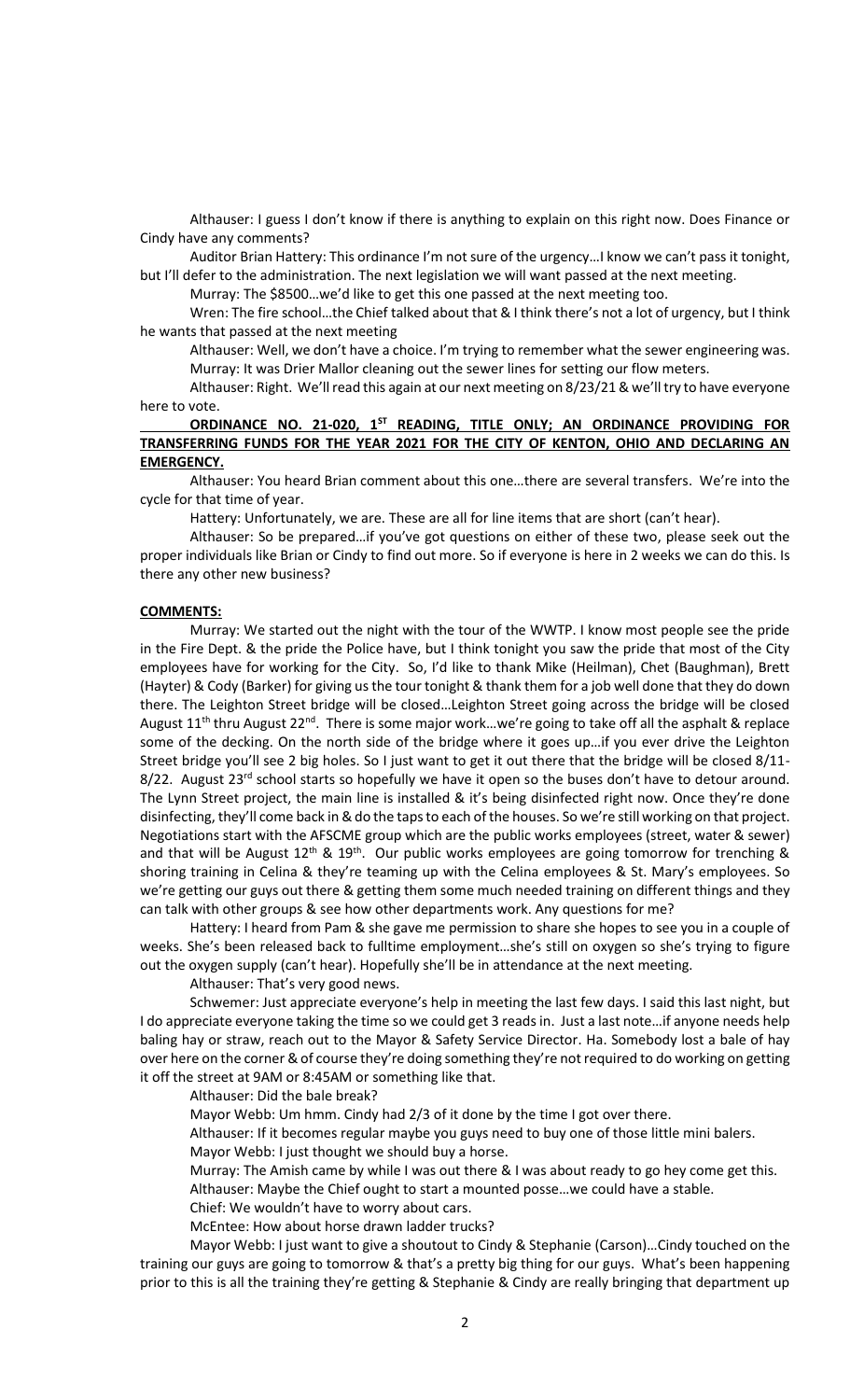Althauser: I guess I don't know if there is anything to explain on this right now. Does Finance or Cindy have any comments?

Auditor Brian Hattery: This ordinance I'm not sure of the urgency…I know we can't pass it tonight, but I'll defer to the administration. The next legislation we will want passed at the next meeting.

Murray: The $8500…we'd like to get this one passed at the next meeting too.

Wren: The fire school…the Chief talked about that & I think there's not a lot of urgency, but I think he wants that passed at the next meeting

Althauser: Well, we don't have a choice. I'm trying to remember what the sewer engineering was.

Murray: It was Drier Mallor cleaning out the sewer lines for setting our flow meters.

Althauser: Right. We'll read this again at our next meeting on 8/23/21 & we'll try to have everyone here to vote.

**ORDINANCE NO. 21-020, 1ST READING, TITLE ONLY; AN ORDINANCE PROVIDING FOR TRANSFERRING FUNDS FOR THE YEAR 2021 FOR THE CITY OF KENTON, OHIO AND DECLARING AN EMERGENCY.**

Althauser: You heard Brian comment about this one…there are several transfers. We're into the cycle for that time of year.

Hattery: Unfortunately, we are. These are all for line items that are short (can't hear).

Althauser: So be prepared…if you've got questions on either of these two, please seek out the proper individuals like Brian or Cindy to find out more. So if everyone is here in 2 weeks we can do this. Is there any other new business?

**COMMENTS:**

Murray: We started out the night with the tour of the WWTP. I know most people see the pride in the Fire Dept. & the pride the Police have, but I think tonight you saw the pride that most of the City employees have for working for the City. So, I'd like to thank Mike (Heilman), Chet (Baughman), Brett (Hayter) & Cody (Barker) for giving us the tour tonight & thank them for a job well done that they do down there. The Leighton Street bridge will be closed…Leighton Street going across the bridge will be closed August 11th thru August 22nd. There is some major work…we're going to take off all the asphalt & replace some of the decking. On the north side of the bridge where it goes up…if you ever drive the Leighton Street bridge you'll see 2 big holes. So I just want to get it out there that the bridge will be closed 8/11-8/22. August 23rd school starts so hopefully we have it open so the buses don't have to detour around. The Lynn Street project, the main line is installed & it's being disinfected right now. Once they're done disinfecting, they'll come back in & do the taps to each of the houses. So we're still working on that project. Negotiations start with the AFSCME group which are the public works employees (street, water & sewer) and that will be August 12th & 19th. Our public works employees are going tomorrow for trenching & shoring training in Celina & they're teaming up with the Celina employees & St. Mary's employees. So we're getting our guys out there & getting them some much needed training on different things and they can talk with other groups & see how other departments work. Any questions for me?

Hattery: I heard from Pam & she gave me permission to share she hopes to see you in a couple of weeks. She's been released back to fulltime employment…she's still on oxygen so she's trying to figure out the oxygen supply (can't hear). Hopefully she'll be in attendance at the next meeting.

Althauser: That's very good news.

Schwemer: Just appreciate everyone's help in meeting the last few days. I said this last night, but I do appreciate everyone taking the time so we could get 3 reads in. Just a last note…if anyone needs help baling hay or straw, reach out to the Mayor & Safety Service Director. Ha. Somebody lost a bale of hay over here on the corner & of course they're doing something they're not required to do working on getting it off the street at 9AM or 8:45AM or something like that.

Althauser: Did the bale break?

Mayor Webb: Um hmm. Cindy had 2/3 of it done by the time I got over there.

Althauser: If it becomes regular maybe you guys need to buy one of those little mini balers.

Mayor Webb: I just thought we should buy a horse.

Murray: The Amish came by while I was out there & I was about ready to go hey come get this.

Althauser: Maybe the Chief ought to start a mounted posse…we could have a stable.

Chief: We wouldn't have to worry about cars.

McEntee: How about horse drawn ladder trucks?

Mayor Webb: I just want to give a shoutout to Cindy & Stephanie (Carson)…Cindy touched on the training our guys are going to tomorrow & that's a pretty big thing for our guys. What's been happening prior to this is all the training they're getting & Stephanie & Cindy are really bringing that department up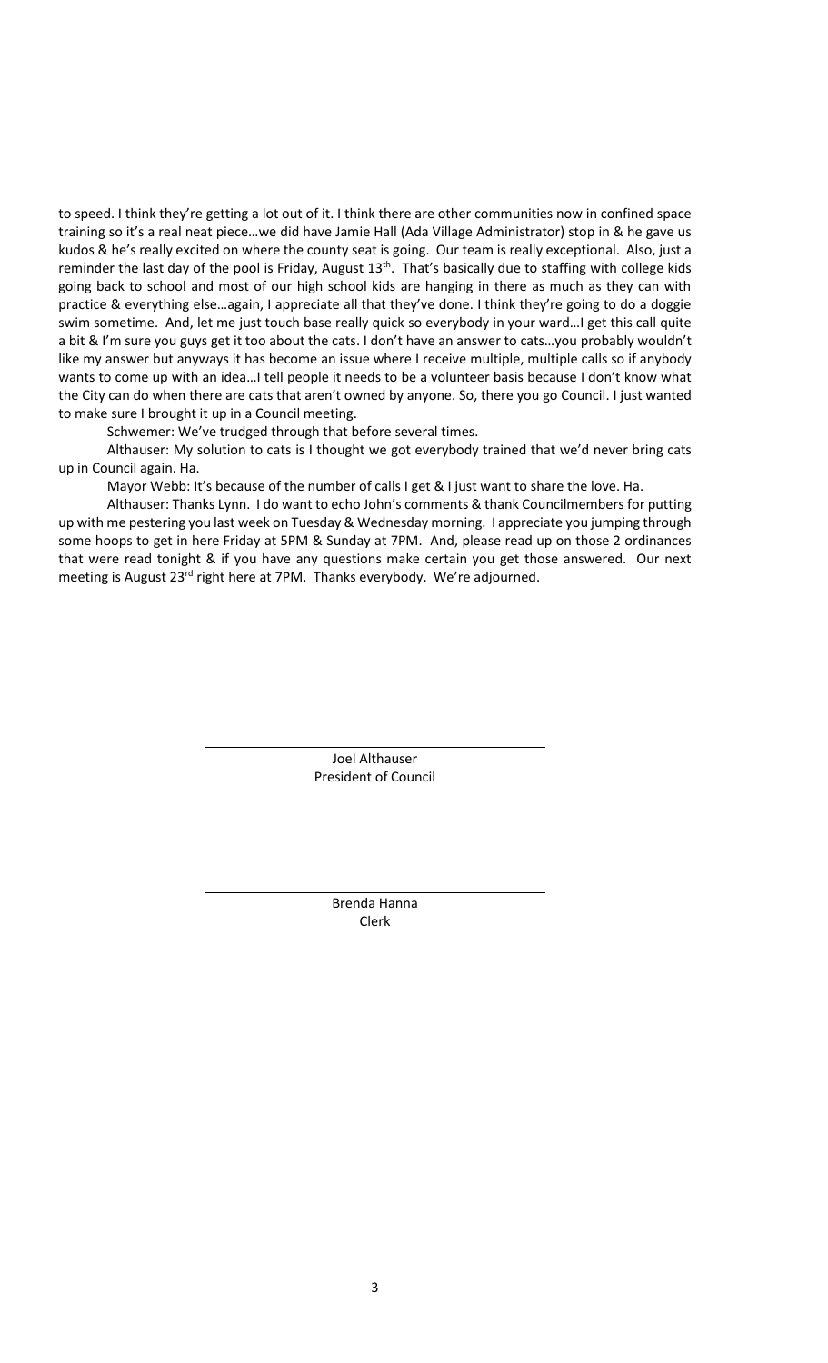to speed. I think they're getting a lot out of it. I think there are other communities now in confined space training so it's a real neat piece…we did have Jamie Hall (Ada Village Administrator) stop in & he gave us kudos & he's really excited on where the county seat is going. Our team is really exceptional. Also, just a reminder the last day of the pool is Friday, August 13th. That's basically due to staffing with college kids going back to school and most of our high school kids are hanging in there as much as they can with practice & everything else…again, I appreciate all that they've done. I think they're going to do a doggie swim sometime. And, let me just touch base really quick so everybody in your ward…I get this call quite a bit & I'm sure you guys get it too about the cats. I don't have an answer to cats…you probably wouldn't like my answer but anyways it has become an issue where I receive multiple, multiple calls so if anybody wants to come up with an idea…I tell people it needs to be a volunteer basis because I don't know what the City can do when there are cats that aren't owned by anyone. So, there you go Council. I just wanted to make sure I brought it up in a Council meeting.

Schwemer: We've trudged through that before several times.

Althauser: My solution to cats is I thought we got everybody trained that we'd never bring cats up in Council again. Ha.

Mayor Webb: It's because of the number of calls I get & I just want to share the love. Ha.

Althauser: Thanks Lynn. I do want to echo John's comments & thank Councilmembers for putting up with me pestering you last week on Tuesday & Wednesday morning. I appreciate you jumping through some hoops to get in here Friday at 5PM & Sunday at 7PM. And, please read up on those 2 ordinances that were read tonight & if you have any questions make certain you get those answered. Our next meeting is August 23rd right here at 7PM. Thanks everybody. We're adjourned.

Joel Althauser
President of Council

Brenda Hanna
Clerk